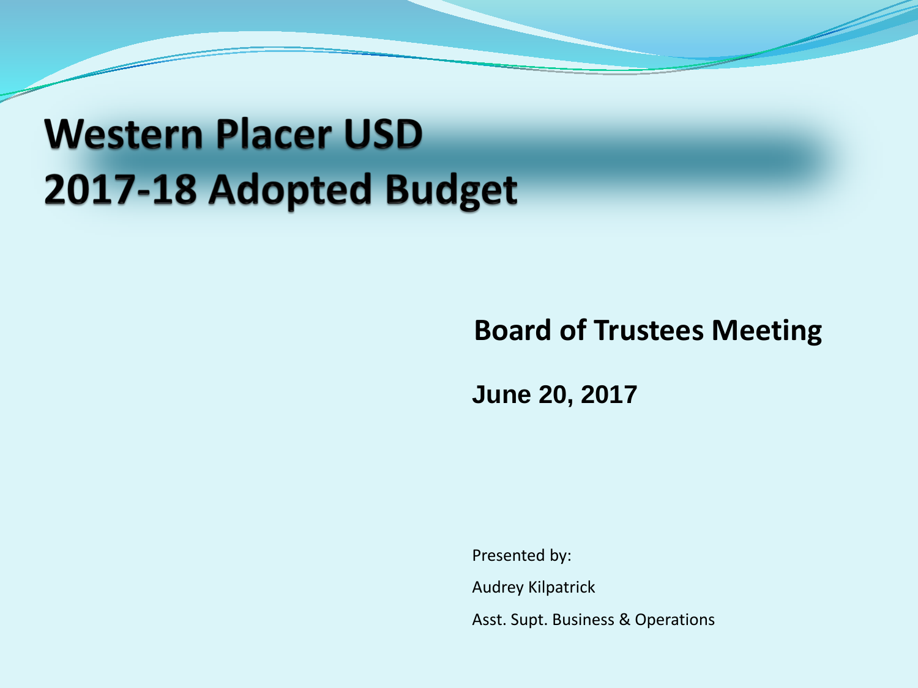# Western Placer USD
# 2017-18 Adopted Budget

**Board of Trustees Meeting**

**June 20, 2017**

Presented by:

Audrey Kilpatrick

Asst. Supt. Business & Operations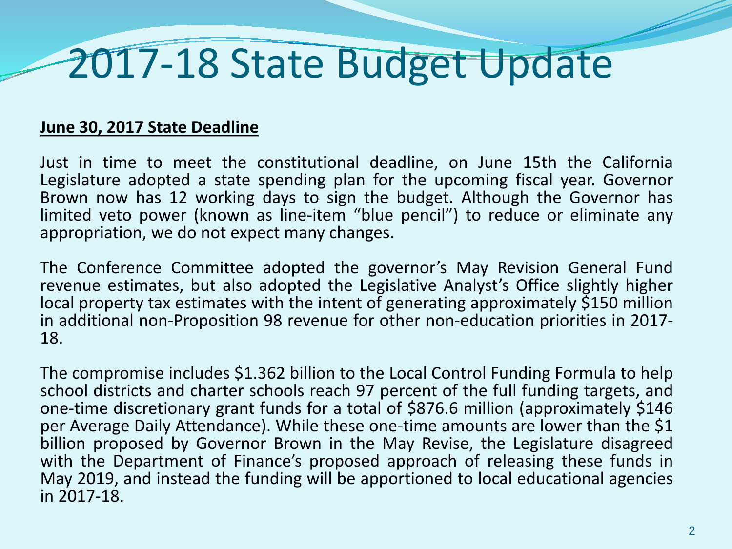# 2017-18 State Budget Update

**June 30, 2017 State Deadline**

Just in time to meet the constitutional deadline, on June 15th the California Legislature adopted a state spending plan for the upcoming fiscal year. Governor Brown now has 12 working days to sign the budget. Although the Governor has limited veto power (known as line-item "blue pencil") to reduce or eliminate any appropriation, we do not expect many changes.

The Conference Committee adopted the governor's May Revision General Fund revenue estimates, but also adopted the Legislative Analyst's Office slightly higher local property tax estimates with the intent of generating approximately $150 million in additional non-Proposition 98 revenue for other non-education priorities in 2017-18.

The compromise includes $1.362 billion to the Local Control Funding Formula to help school districts and charter schools reach 97 percent of the full funding targets, and one-time discretionary grant funds for a total of $876.6 million (approximately $146 per Average Daily Attendance). While these one-time amounts are lower than the $1 billion proposed by Governor Brown in the May Revise, the Legislature disagreed with the Department of Finance's proposed approach of releasing these funds in May 2019, and instead the funding will be apportioned to local educational agencies in 2017-18.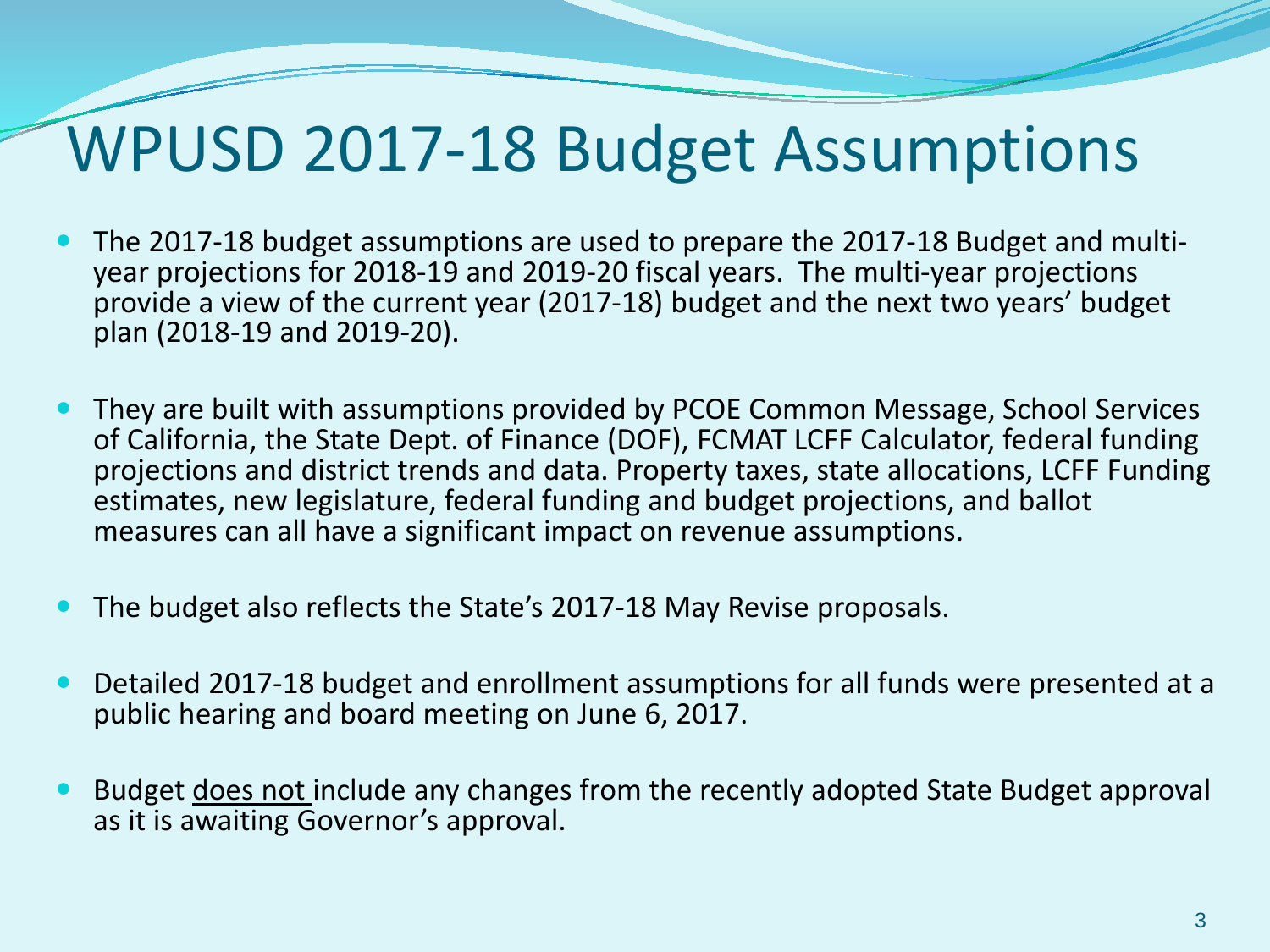# WPUSD 2017-18 Budget Assumptions

- The 2017-18 budget assumptions are used to prepare the 2017-18 Budget and multi-year projections for 2018-19 and 2019-20 fiscal years. The multi-year projections provide a view of the current year (2017-18) budget and the next two years' budget plan (2018-19 and 2019-20).

- They are built with assumptions provided by PCOE Common Message, School Services of California, the State Dept. of Finance (DOF), FCMAT LCFF Calculator, federal funding projections and district trends and data. Property taxes, state allocations, LCFF Funding estimates, new legislature, federal funding and budget projections, and ballot measures can all have a significant impact on revenue assumptions.

- The budget also reflects the State's 2017-18 May Revise proposals.

- Detailed 2017-18 budget and enrollment assumptions for all funds were presented at a public hearing and board meeting on June 6, 2017.

- Budget <u>does not</u> include any changes from the recently adopted State Budget approval as it is awaiting Governor's approval.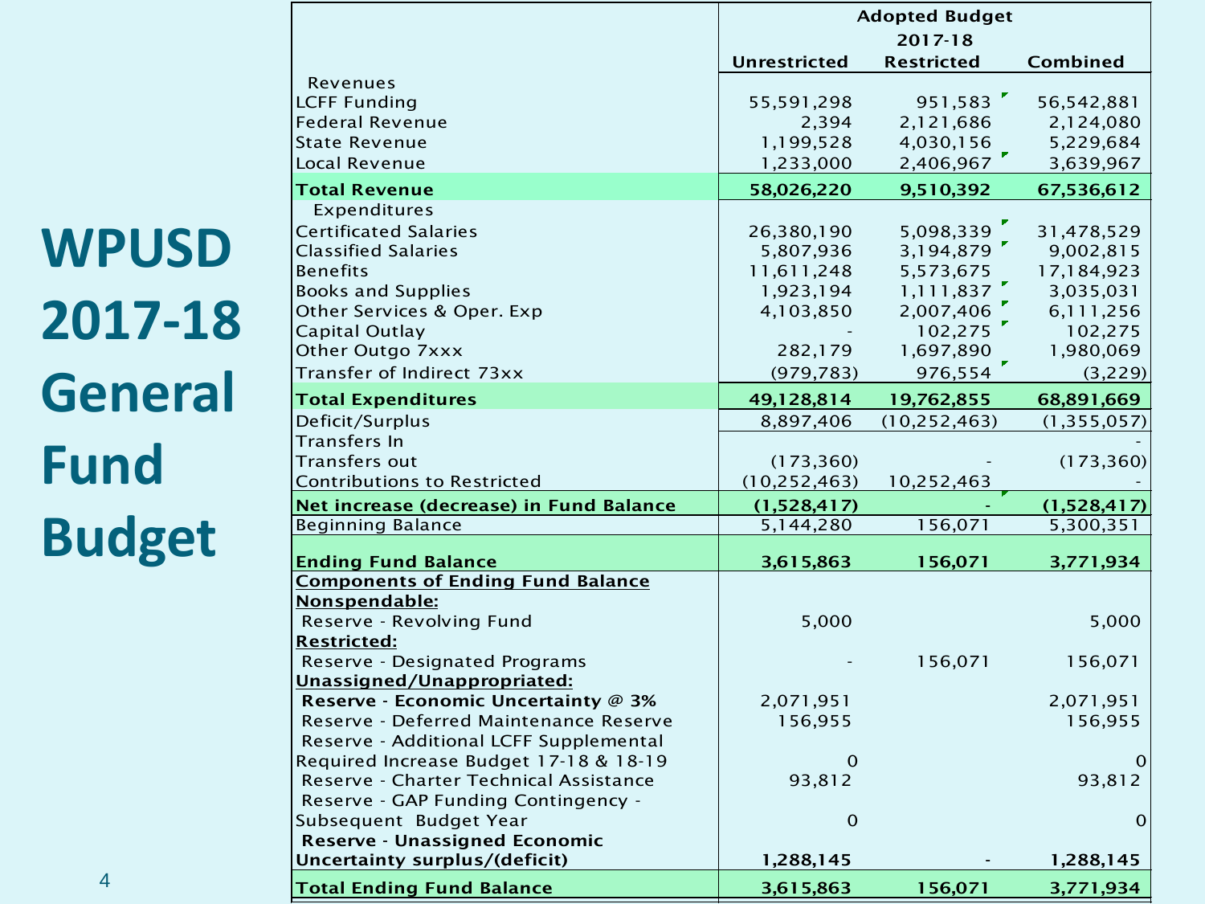# WPUSD 2017-18 General Fund Budget

| | Adopted Budget 2017-18 | | |
|---|---|---|---|
| | Unrestricted | Restricted | Combined |
| Revenues | | | |
| LCFF Funding | 55,591,298 | 951,583 | 56,542,881 |
| Federal Revenue | 2,394 | 2,121,686 | 2,124,080 |
| State Revenue | 1,199,528 | 4,030,156 | 5,229,684 |
| Local Revenue | 1,233,000 | 2,406,967 | 3,639,967 |
| **Total Revenue** | **58,026,220** | **9,510,392** | **67,536,612** |
| Expenditures | | | |
| Certificated Salaries | 26,380,190 | 5,098,339 | 31,478,529 |
| Classified Salaries | 5,807,936 | 3,194,879 | 9,002,815 |
| Benefits | 11,611,248 | 5,573,675 | 17,184,923 |
| Books and Supplies | 1,923,194 | 1,111,837 | 3,035,031 |
| Other Services & Oper. Exp | 4,103,850 | 2,007,406 | 6,111,256 |
| Capital Outlay | - | 102,275 | 102,275 |
| Other Outgo 7xxx | 282,179 | 1,697,890 | 1,980,069 |
| Transfer of Indirect 73xx | (979,783) | 976,554 | (3,229) |
| **Total Expenditures** | **49,128,814** | **19,762,855** | **68,891,669** |
| Deficit/Surplus | 8,897,406 | (10,252,463) | (1,355,057) |
| Transfers In | | | - |
| Transfers out | (173,360) | - | (173,360) |
| Contributions to Restricted | (10,252,463) | 10,252,463 | - |
| **Net increase (decrease) in Fund Balance** | **(1,528,417)** | **-** | **(1,528,417)** |
| Beginning Balance | 5,144,280 | 156,071 | 5,300,351 |
| **Ending Fund Balance** | **3,615,863** | **156,071** | **3,771,934** |
| **Components of Ending Fund Balance** | | | |
| **Nonspendable:** | | | |
| Reserve - Revolving Fund | 5,000 | | 5,000 |
| **Restricted:** | | | |
| Reserve - Designated Programs | - | 156,071 | 156,071 |
| **Unassigned/Unappropriated:** | | | |
| **Reserve - Economic Uncertainty @ 3%** | 2,071,951 | | 2,071,951 |
| Reserve - Deferred Maintenance Reserve | 156,955 | | 156,955 |
| Reserve - Additional LCFF Supplemental Required Increase Budget 17-18 & 18-19 | 0 | | 0 |
| Reserve - Charter Technical Assistance | 93,812 | | 93,812 |
| Reserve - GAP Funding Contingency - Subsequent Budget Year | 0 | | 0 |
| **Reserve - Unassigned Economic Uncertainty surplus/(deficit)** | **1,288,145** | **-** | **1,288,145** |
| **Total Ending Fund Balance** | **3,615,863** | **156,071** | **3,771,934** |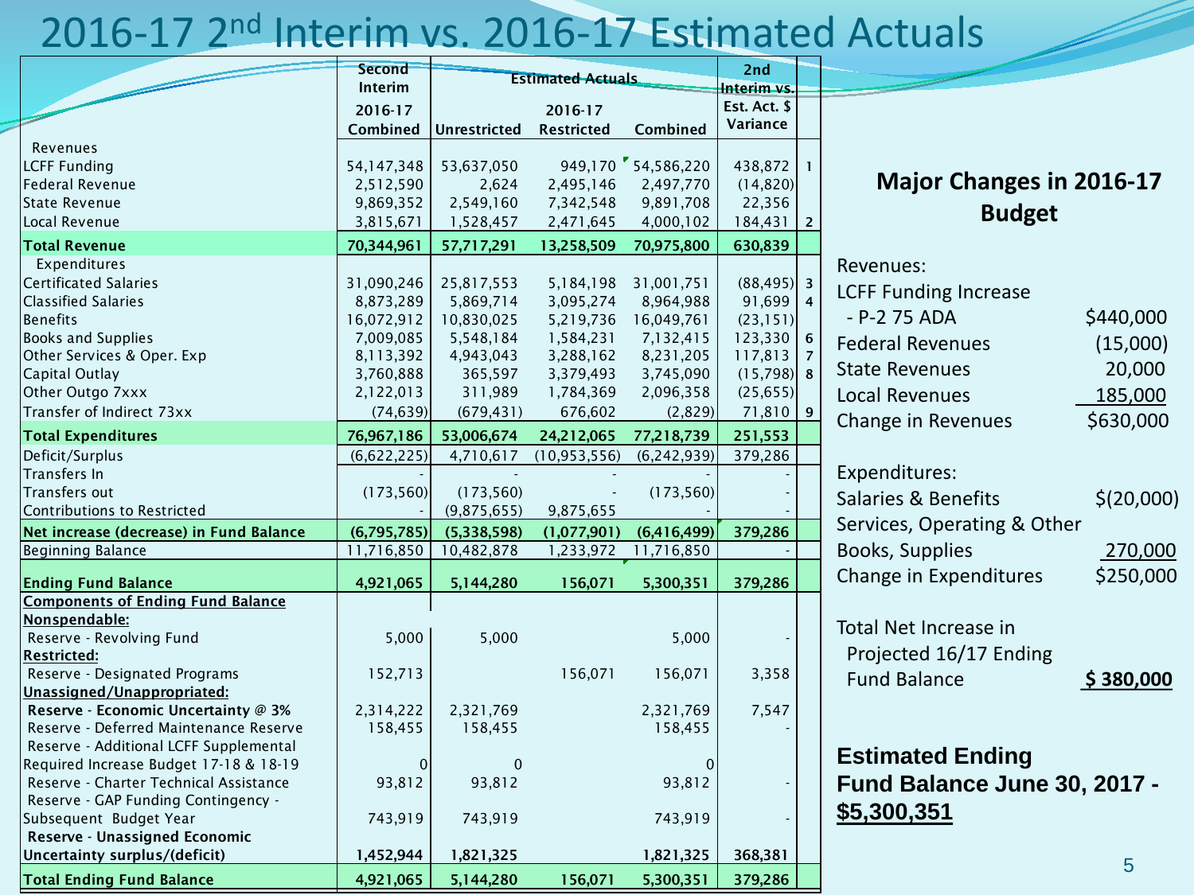# 2016-17 2nd Interim vs. 2016-17 Estimated Actuals

| | Second Interim 2016-17 Combined | Estimated Actuals 2016-17 Unrestricted | Restricted | Combined | 2nd Interim vs. Est. Act. $ Variance | |
|---|---|---|---|---|---|---|
| Revenues | | | | | | |
| LCFF Funding | 54,147,348 | 53,637,050 | 949,170 | 54,586,220 | 438,872 | 1 |
| Federal Revenue | 2,512,590 | 2,624 | 2,495,146 | 2,497,770 | (14,820) | |
| State Revenue | 9,869,352 | 2,549,160 | 7,342,548 | 9,891,708 | 22,356 | |
| Local Revenue | 3,815,671 | 1,528,457 | 2,471,645 | 4,000,102 | 184,431 | 2 |
| **Total Revenue** | **70,344,961** | **57,717,291** | **13,258,509** | **70,975,800** | **630,839** | |
| Expenditures | | | | | | |
| Certificated Salaries | 31,090,246 | 25,817,553 | 5,184,198 | 31,001,751 | (88,495) | 3 |
| Classified Salaries | 8,873,289 | 5,869,714 | 3,095,274 | 8,964,988 | 91,699 | 4 |
| Benefits | 16,072,912 | 10,830,025 | 5,219,736 | 16,049,761 | (23,151) | |
| Books and Supplies | 7,009,085 | 5,548,184 | 1,584,231 | 7,132,415 | 123,330 | 6 |
| Other Services & Oper. Exp | 8,113,392 | 4,943,043 | 3,288,162 | 8,231,205 | 117,813 | 7 |
| Capital Outlay | 3,760,888 | 365,597 | 3,379,493 | 3,745,090 | (15,798) | 8 |
| Other Outgo 7xxx | 2,122,013 | 311,989 | 1,784,369 | 2,096,358 | (25,655) | |
| Transfer of Indirect 73xx | (74,639) | (679,431) | 676,602 | (2,829) | 71,810 | 9 |
| **Total Expenditures** | **76,967,186** | **53,006,674** | **24,212,065** | **77,218,739** | **251,553** | |
| Deficit/Surplus | (6,622,225) | 4,710,617 | (10,953,556) | (6,242,939) | 379,286 | |
| Transfers In | - | - | - | - | - | |
| Transfers out | (173,560) | (173,560) | - | (173,560) | - | |
| Contributions to Restricted | - | (9,875,655) | 9,875,655 | - | - | |
| **Net increase (decrease) in Fund Balance** | **(6,795,785)** | **(5,338,598)** | **(1,077,901)** | **(6,416,499)** | **379,286** | |
| Beginning Balance | 11,716,850 | 10,482,878 | 1,233,972 | 11,716,850 | - | |
| **Ending Fund Balance** | **4,921,065** | **5,144,280** | **156,071** | **5,300,351** | **379,286** | |
| **Components of Ending Fund Balance** | | | | | | |
| **Nonspendable:** | | | | | | |
| Reserve - Revolving Fund | 5,000 | 5,000 | | 5,000 | - | |
| **Restricted:** | | | | | | |
| Reserve - Designated Programs | 152,713 | | 156,071 | 156,071 | 3,358 | |
| **Unassigned/Unappropriated:** | | | | | | |
| **Reserve - Economic Uncertainty @ 3%** | 2,314,222 | 2,321,769 | | 2,321,769 | 7,547 | |
| Reserve - Deferred Maintenance Reserve | 158,455 | 158,455 | | 158,455 | - | |
| Reserve - Additional LCFF Supplemental Required Increase Budget 17-18 & 18-19 | 0 | 0 | | 0 | | |
| Reserve - Charter Technical Assistance | 93,812 | 93,812 | | 93,812 | - | |
| Reserve - GAP Funding Contingency - Subsequent Budget Year | 743,919 | 743,919 | | 743,919 | - | |
| **Reserve - Unassigned Economic Uncertainty surplus/(deficit)** | **1,452,944** | **1,821,325** | | **1,821,325** | **368,381** | |
| **Total Ending Fund Balance** | **4,921,065** | **5,144,280** | **156,071** | **5,300,351** | **379,286** | |

## Major Changes in 2016-17 Budget

| | |
|---|---|
| Revenues: | |
| LCFF Funding Increase - P-2 75 ADA | $440,000 |
| Federal Revenues | (15,000) |
| State Revenues | 20,000 |
| Local Revenues | 185,000 |
| Change in Revenues | $630,000 |
| Expenditures: | |
| Salaries & Benefits | $(20,000) |
| Services, Operating & Other Books, Supplies | 270,000 |
| Change in Expenditures | $250,000 |
| Total Net Increase in Projected 16/17 Ending Fund Balance | **$ 380,000** |

**Estimated Ending Fund Balance June 30, 2017 - $5,300,351**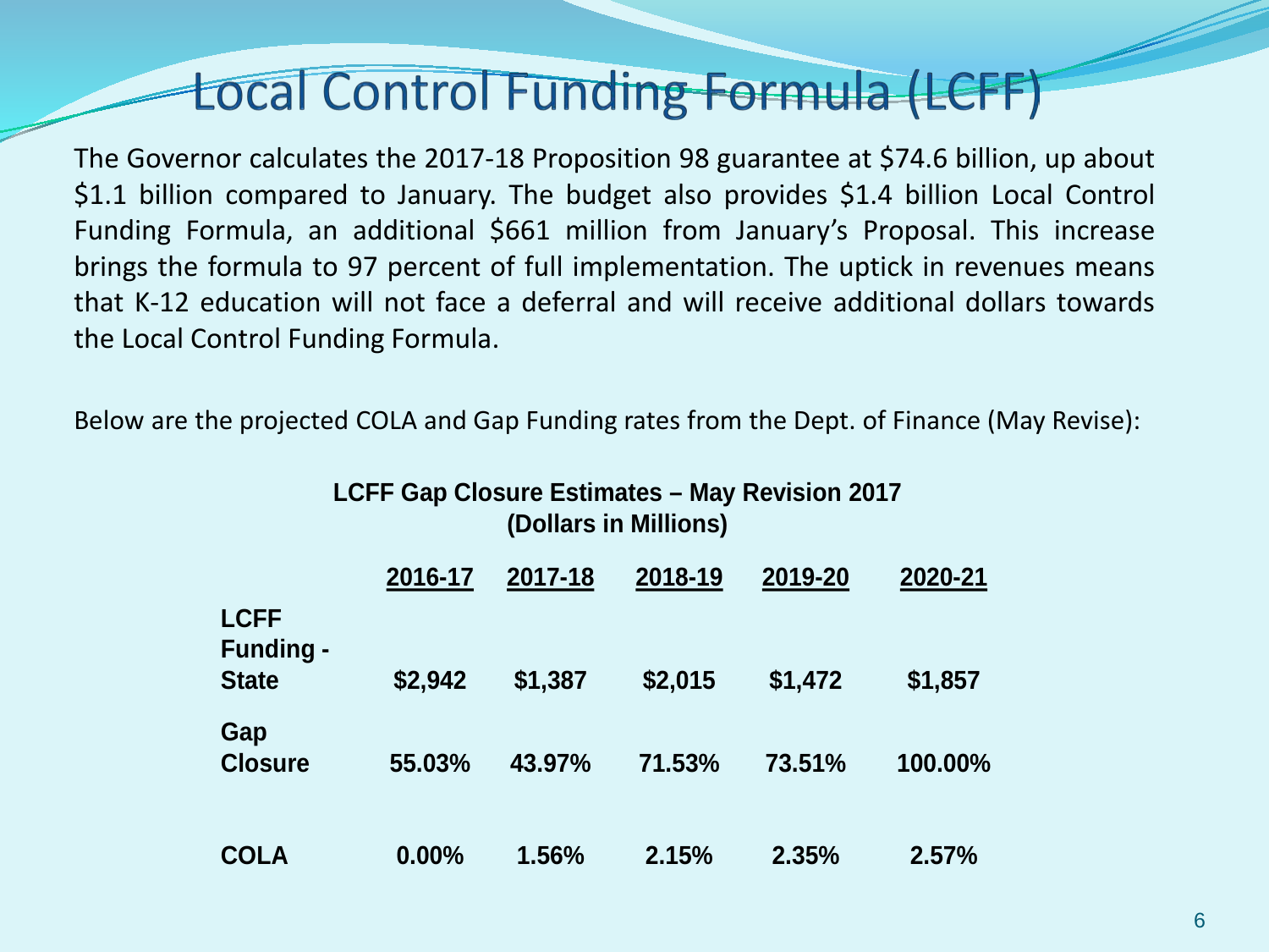# Local Control Funding Formula (LCFF)

The Governor calculates the 2017-18 Proposition 98 guarantee at $74.6 billion, up about $1.1 billion compared to January. The budget also provides $1.4 billion Local Control Funding Formula, an additional $661 million from January's Proposal. This increase brings the formula to 97 percent of full implementation. The uptick in revenues means that K-12 education will not face a deferral and will receive additional dollars towards the Local Control Funding Formula.

Below are the projected COLA and Gap Funding rates from the Dept. of Finance (May Revise):

**LCFF Gap Closure Estimates – May Revision 2017**
**(Dollars in Millions)**

| | 2016-17 | 2017-18 | 2018-19 | 2019-20 | 2020-21 |
|---|---|---|---|---|---|
| **LCFF Funding - State** | $2,942 | $1,387 | $2,015 | $1,472 | $1,857 |
| **Gap Closure** | 55.03% | 43.97% | 71.53% | 73.51% | 100.00% |
| **COLA** | 0.00% | 1.56% | 2.15% | 2.35% | 2.57% |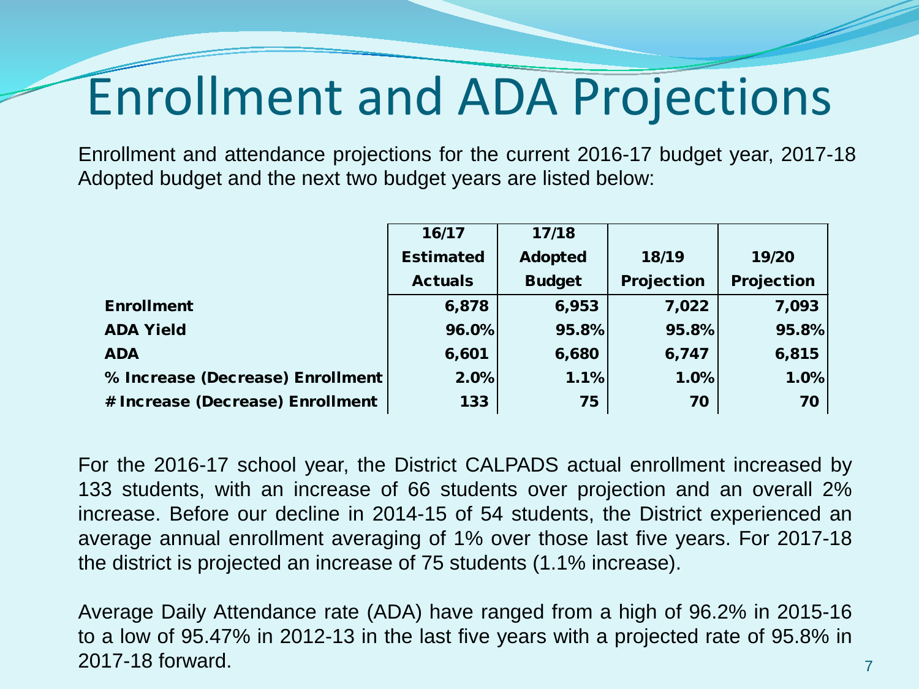# Enrollment and ADA Projections

Enrollment and attendance projections for the current 2016-17 budget year, 2017-18 Adopted budget and the next two budget years are listed below:

| | 16/17 Estimated Actuals | 17/18 Adopted Budget | 18/19 Projection | 19/20 Projection |
|---|---|---|---|---|
| **Enrollment** | 6,878 | 6,953 | 7,022 | 7,093 |
| **ADA Yield** | 96.0% | 95.8% | 95.8% | 95.8% |
| **ADA** | 6,601 | 6,680 | 6,747 | 6,815 |
| **% Increase (Decrease) Enrollment** | 2.0% | 1.1% | 1.0% | 1.0% |
| **# Increase (Decrease) Enrollment** | 133 | 75 | 70 | 70 |

For the 2016-17 school year, the District CALPADS actual enrollment increased by 133 students, with an increase of 66 students over projection and an overall 2% increase. Before our decline in 2014-15 of 54 students, the District experienced an average annual enrollment averaging of 1% over those last five years. For 2017-18 the district is projected an increase of 75 students (1.1% increase).

Average Daily Attendance rate (ADA) have ranged from a high of 96.2% in 2015-16 to a low of 95.47% in 2012-13 in the last five years with a projected rate of 95.8% in 2017-18 forward.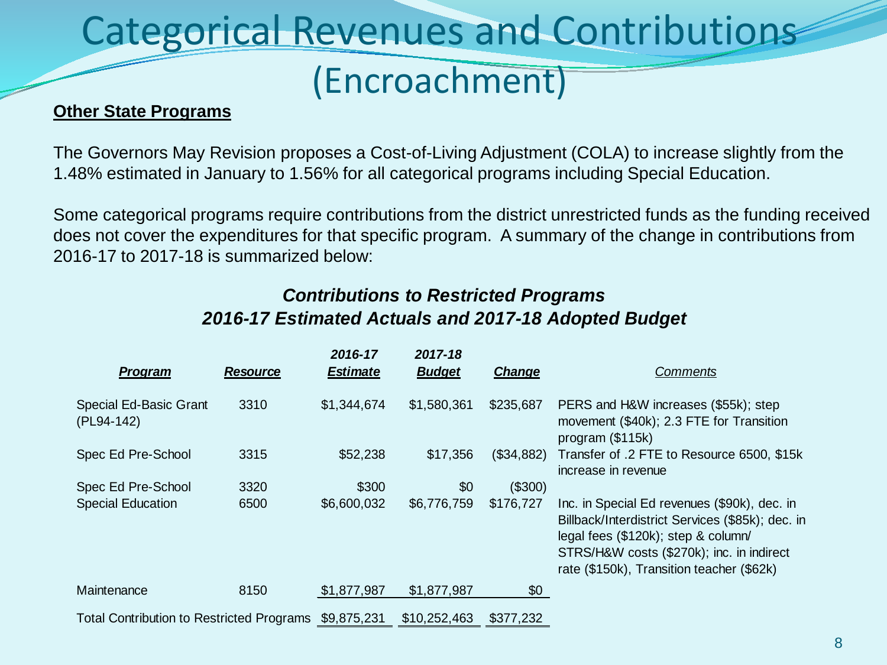# Categorical Revenues and Contributions (Encroachment)

**Other State Programs**

The Governors May Revision proposes a Cost-of-Living Adjustment (COLA) to increase slightly from the 1.48% estimated in January to 1.56% for all categorical programs including Special Education.

Some categorical programs require contributions from the district unrestricted funds as the funding received does not cover the expenditures for that specific program. A summary of the change in contributions from 2016-17 to 2017-18 is summarized below:

***Contributions to Restricted Programs***
***2016-17 Estimated Actuals and 2017-18 Adopted Budget***

| Program | Resource | 2016-17 Estimate | 2017-18 Budget | Change | Comments |
|---|---|---|---|---|---|
| Special Ed-Basic Grant (PL94-142) | 3310 | $1,344,674 | $1,580,361 | $235,687 | PERS and H&W increases ($55k); step movement ($40k); 2.3 FTE for Transition program ($115k) |
| Spec Ed Pre-School | 3315 | $52,238 | $17,356 | ($34,882) | Transfer of .2 FTE to Resource 6500, $15k increase in revenue |
| Spec Ed Pre-School | 3320 | $300 | $0 | ($300) | |
| Special Education | 6500 | $6,600,032 | $6,776,759 | $176,727 | Inc. in Special Ed revenues ($90k), dec. in Billback/Interdistrict Services ($85k); dec. in legal fees ($120k); step & column/ STRS/H&W costs ($270k); inc. in indirect rate ($150k), Transition teacher ($62k) |
| Maintenance | 8150 | $1,877,987 | $1,877,987 | $0 | |
| Total Contribution to Restricted Programs | | $9,875,231 | $10,252,463 | $377,232 | |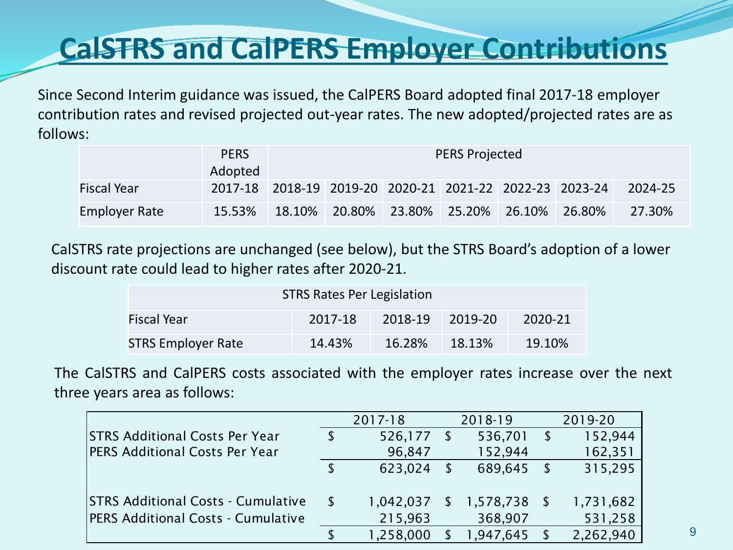# CalSTRS and CalPERS Employer Contributions

Since Second Interim guidance was issued, the CalPERS Board adopted final 2017-18 employer contribution rates and revised projected out-year rates. The new adopted/projected rates are as follows:

| | PERS Adopted | PERS Projected | | | | | | |
|---|---|---|---|---|---|---|---|---|
| Fiscal Year | 2017-18 | 2018-19 | 2019-20 | 2020-21 | 2021-22 | 2022-23 | 2023-24 | 2024-25 |
| Employer Rate | 15.53% | 18.10% | 20.80% | 23.80% | 25.20% | 26.10% | 26.80% | 27.30% |

CalSTRS rate projections are unchanged (see below), but the STRS Board's adoption of a lower discount rate could lead to higher rates after 2020-21.

| STRS Rates Per Legislation | | | | |
|---|---|---|---|---|
| Fiscal Year | 2017-18 | 2018-19 | 2019-20 | 2020-21 |
| STRS Employer Rate | 14.43% | 16.28% | 18.13% | 19.10% |

The CalSTRS and CalPERS costs associated with the employer rates increase over the next three years area as follows:

| | 2017-18 | 2018-19 | 2019-20 |
|---|---|---|---|
| STRS Additional Costs Per Year | $ 526,177 | $ 536,701 | $ 152,944 |
| PERS Additional Costs Per Year | 96,847 | 152,944 | 162,351 |
| | $ 623,024 | $ 689,645 | $ 315,295 |
| | | | |
| STRS Additional Costs - Cumulative | $ 1,042,037 | $ 1,578,738 | $ 1,731,682 |
| PERS Additional Costs - Cumulative | 215,963 | 368,907 | 531,258 |
| | $ 1,258,000 | $ 1,947,645 | $ 2,262,940 |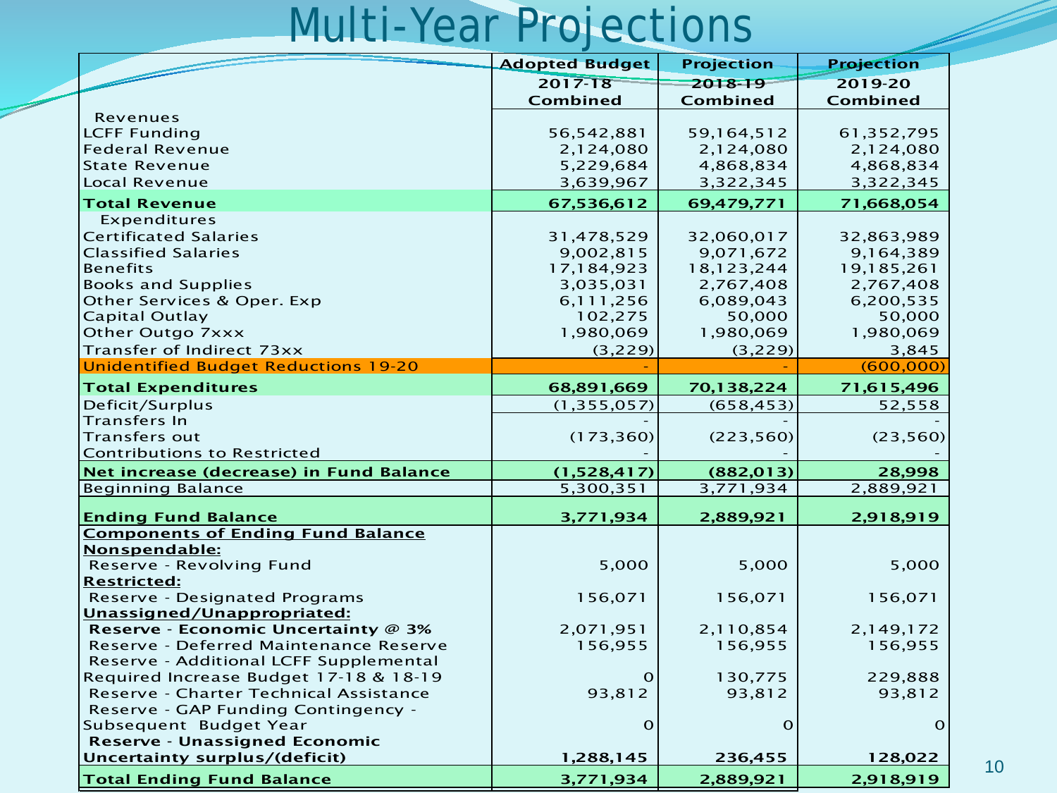# Multi-Year Projections

| | Adopted Budget 2017-18 Combined | Projection 2018-19 Combined | Projection 2019-20 Combined |
|---|---|---|---|
| Revenues | | | |
| LCFF Funding | 56,542,881 | 59,164,512 | 61,352,795 |
| Federal Revenue | 2,124,080 | 2,124,080 | 2,124,080 |
| State Revenue | 5,229,684 | 4,868,834 | 4,868,834 |
| Local Revenue | 3,639,967 | 3,322,345 | 3,322,345 |
| **Total Revenue** | **67,536,612** | **69,479,771** | **71,668,054** |
| Expenditures | | | |
| Certificated Salaries | 31,478,529 | 32,060,017 | 32,863,989 |
| Classified Salaries | 9,002,815 | 9,071,672 | 9,164,389 |
| Benefits | 17,184,923 | 18,123,244 | 19,185,261 |
| Books and Supplies | 3,035,031 | 2,767,408 | 2,767,408 |
| Other Services & Oper. Exp | 6,111,256 | 6,089,043 | 6,200,535 |
| Capital Outlay | 102,275 | 50,000 | 50,000 |
| Other Outgo 7xxx | 1,980,069 | 1,980,069 | 1,980,069 |
| Transfer of Indirect 73xx | (3,229) | (3,229) | 3,845 |
| Unidentified Budget Reductions 19-20 | - | - | (600,000) |
| **Total Expenditures** | **68,891,669** | **70,138,224** | **71,615,496** |
| Deficit/Surplus | (1,355,057) | (658,453) | 52,558 |
| Transfers In | - | - | - |
| Transfers out | (173,360) | (223,560) | (23,560) |
| Contributions to Restricted | - | - | - |
| **Net increase (decrease) in Fund Balance** | **(1,528,417)** | **(882,013)** | **28,998** |
| Beginning Balance | 5,300,351 | 3,771,934 | 2,889,921 |
| **Ending Fund Balance** | **3,771,934** | **2,889,921** | **2,918,919** |
| **Components of Ending Fund Balance** | | | |
| **Nonspendable:** | | | |
| Reserve - Revolving Fund | 5,000 | 5,000 | 5,000 |
| **Restricted:** | | | |
| Reserve - Designated Programs | 156,071 | 156,071 | 156,071 |
| **Unassigned/Unappropriated:** | | | |
| **Reserve - Economic Uncertainty @ 3%** | 2,071,951 | 2,110,854 | 2,149,172 |
| Reserve - Deferred Maintenance Reserve | 156,955 | 156,955 | 156,955 |
| Reserve - Additional LCFF Supplemental Required Increase Budget 17-18 & 18-19 | 0 | 130,775 | 229,888 |
| Reserve - Charter Technical Assistance | 93,812 | 93,812 | 93,812 |
| Reserve - GAP Funding Contingency - Subsequent Budget Year | 0 | 0 | 0 |
| **Reserve - Unassigned Economic Uncertainty surplus/(deficit)** | **1,288,145** | **236,455** | **128,022** |
| **Total Ending Fund Balance** | **3,771,934** | **2,889,921** | **2,918,919** |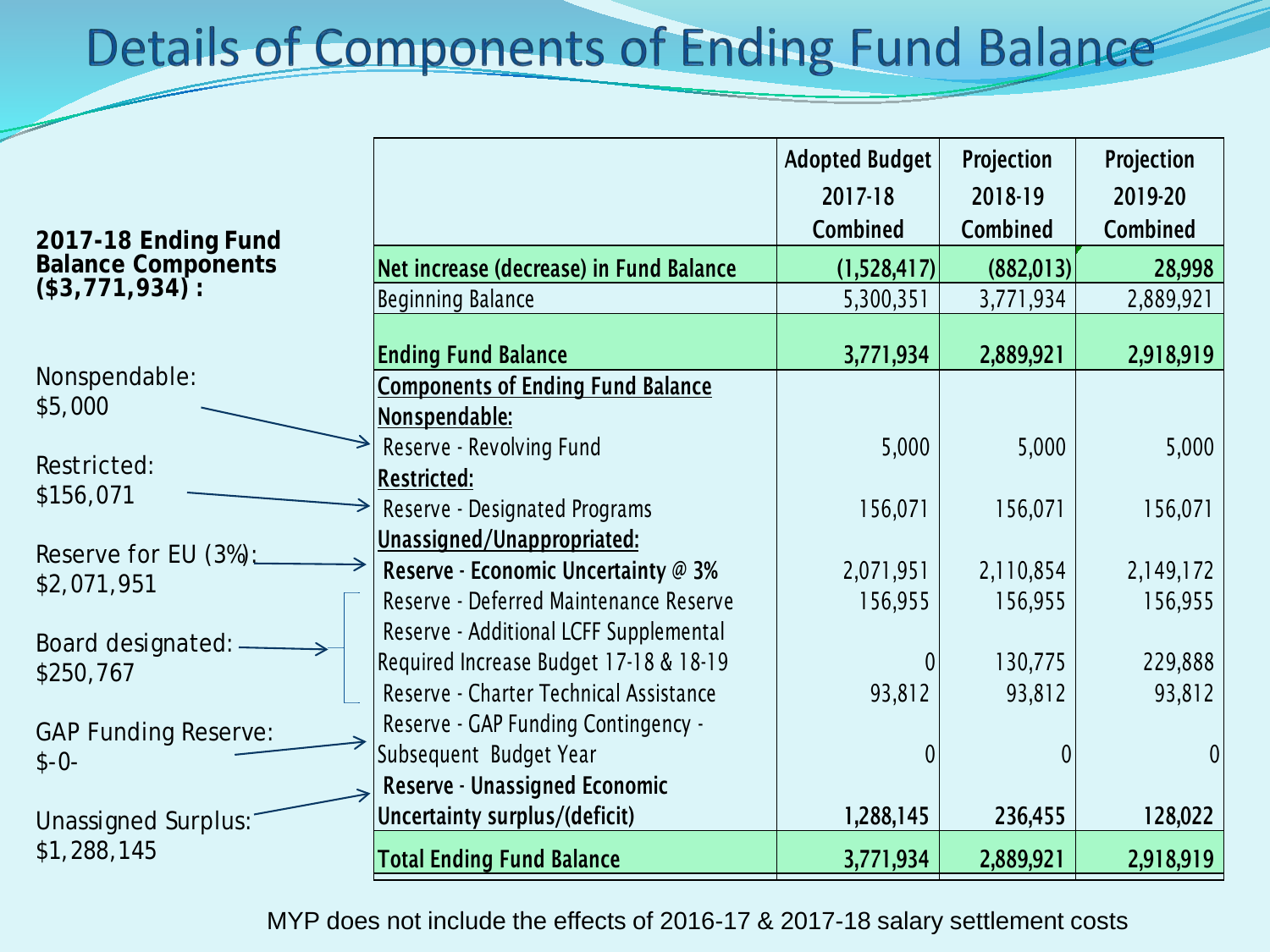# Details of Components of Ending Fund Balance

**2017-18 Ending Fund Balance Components ($3,771,934) :**

Nonspendable: $5,000

Restricted: $156,071

Reserve for EU (3%): $2,071,951

Board designated: $250,767

GAP Funding Reserve: $-0-

Unassigned Surplus: $1,288,145

| | Adopted Budget 2017-18 Combined | Projection 2018-19 Combined | Projection 2019-20 Combined |
|---|---|---|---|
| **Net increase (decrease) in Fund Balance** | **(1,528,417)** | **(882,013)** | **28,998** |
| Beginning Balance | 5,300,351 | 3,771,934 | 2,889,921 |
| **Ending Fund Balance** | **3,771,934** | **2,889,921** | **2,918,919** |
| **Components of Ending Fund Balance** | | | |
| **Nonspendable:** | | | |
| Reserve - Revolving Fund | 5,000 | 5,000 | 5,000 |
| **Restricted:** | | | |
| Reserve - Designated Programs | 156,071 | 156,071 | 156,071 |
| **Unassigned/Unappropriated:** | | | |
| **Reserve - Economic Uncertainty @ 3%** | 2,071,951 | 2,110,854 | 2,149,172 |
| Reserve - Deferred Maintenance Reserve | 156,955 | 156,955 | 156,955 |
| Reserve - Additional LCFF Supplemental Required Increase Budget 17-18 & 18-19 | 0 | 130,775 | 229,888 |
| Reserve - Charter Technical Assistance | 93,812 | 93,812 | 93,812 |
| Reserve - GAP Funding Contingency - Subsequent Budget Year | 0 | 0 | 0 |
| **Reserve - Unassigned Economic Uncertainty surplus/(deficit)** | **1,288,145** | **236,455** | **128,022** |
| **Total Ending Fund Balance** | **3,771,934** | **2,889,921** | **2,918,919** |

MYP does not include the effects of 2016-17 & 2017-18 salary settlement costs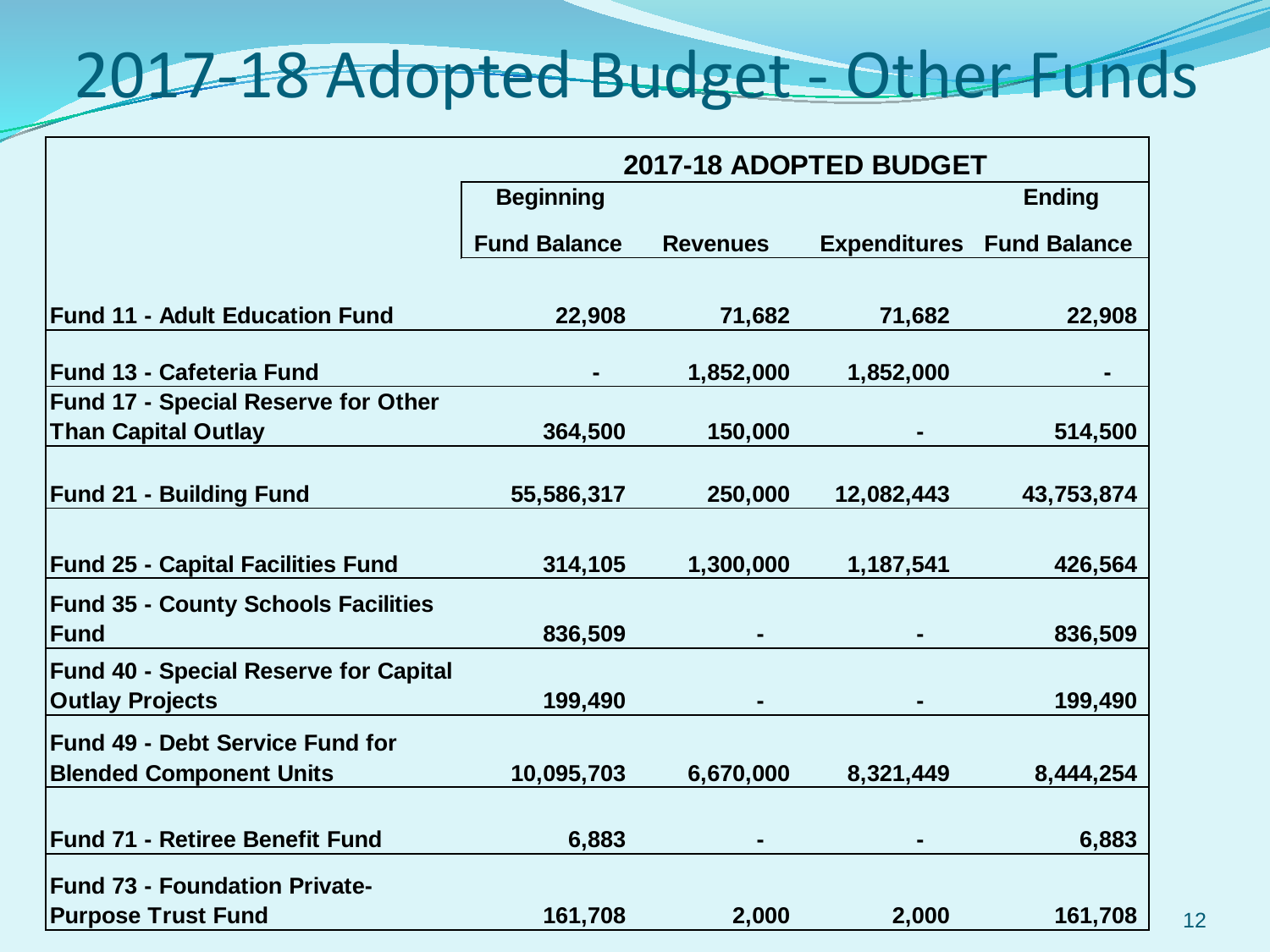# 2017-18 Adopted Budget - Other Funds

| | 2017-18 ADOPTED BUDGET | | | |
|---|---|---|---|---|
| | Beginning Fund Balance | Revenues | Expenditures | Ending Fund Balance |
| **Fund 11 - Adult Education Fund** | 22,908 | 71,682 | 71,682 | 22,908 |
| **Fund 13 - Cafeteria Fund** | - | 1,852,000 | 1,852,000 | - |
| **Fund 17 - Special Reserve for Other Than Capital Outlay** | 364,500 | 150,000 | - | 514,500 |
| **Fund 21 - Building Fund** | 55,586,317 | 250,000 | 12,082,443 | 43,753,874 |
| **Fund 25 - Capital Facilities Fund** | 314,105 | 1,300,000 | 1,187,541 | 426,564 |
| **Fund 35 - County Schools Facilities Fund** | 836,509 | - | - | 836,509 |
| **Fund 40 - Special Reserve for Capital Outlay Projects** | 199,490 | - | - | 199,490 |
| **Fund 49 - Debt Service Fund for Blended Component Units** | 10,095,703 | 6,670,000 | 8,321,449 | 8,444,254 |
| **Fund 71 - Retiree Benefit Fund** | 6,883 | - | - | 6,883 |
| **Fund 73 - Foundation Private-Purpose Trust Fund** | 161,708 | 2,000 | 2,000 | 161,708 |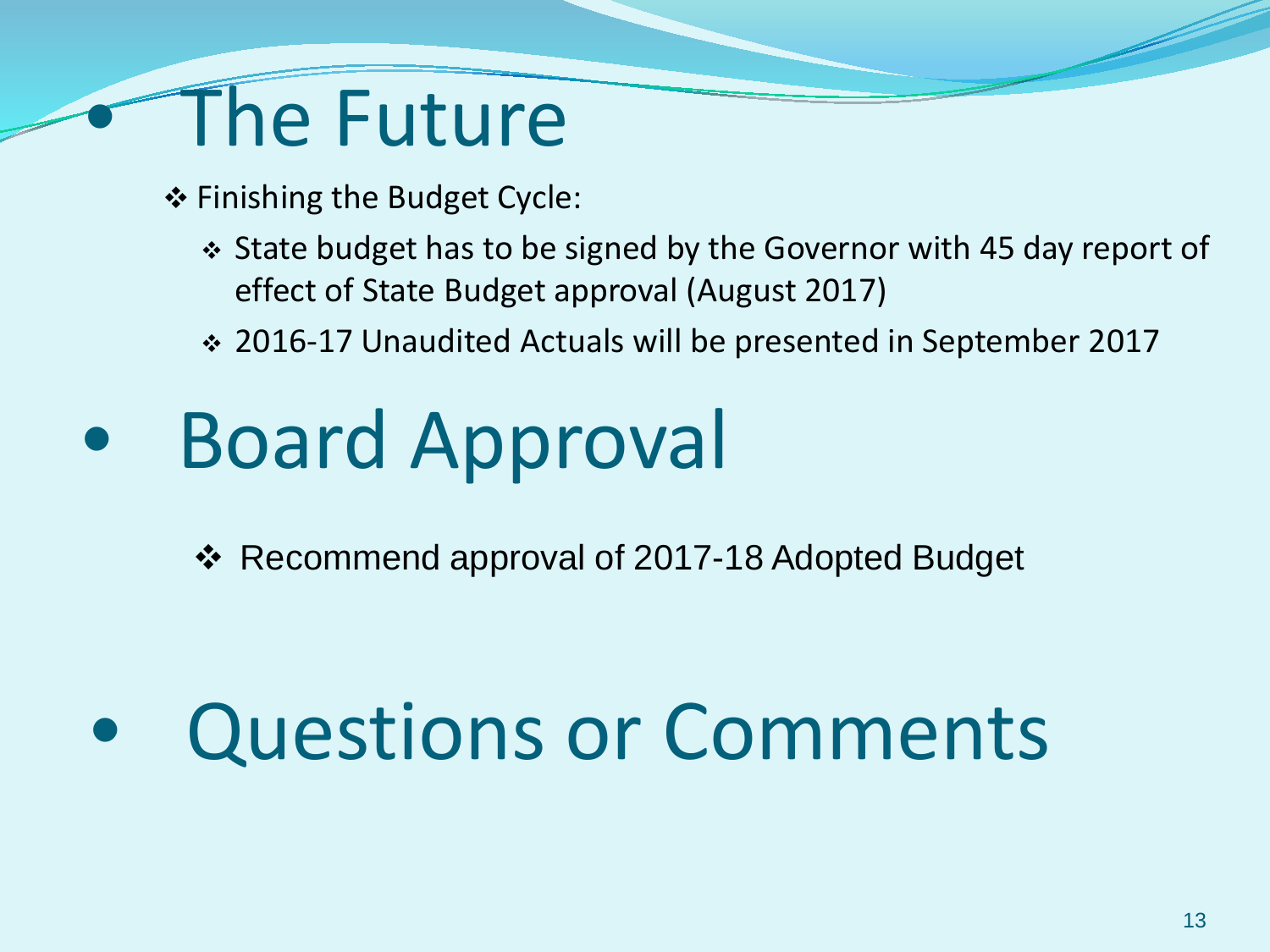- # The Future

  - Finishing the Budget Cycle:
    - State budget has to be signed by the Governor with 45 day report of effect of State Budget approval (August 2017)
    - 2016-17 Unaudited Actuals will be presented in September 2017

- # Board Approval

  - Recommend approval of 2017-18 Adopted Budget

- # Questions or Comments